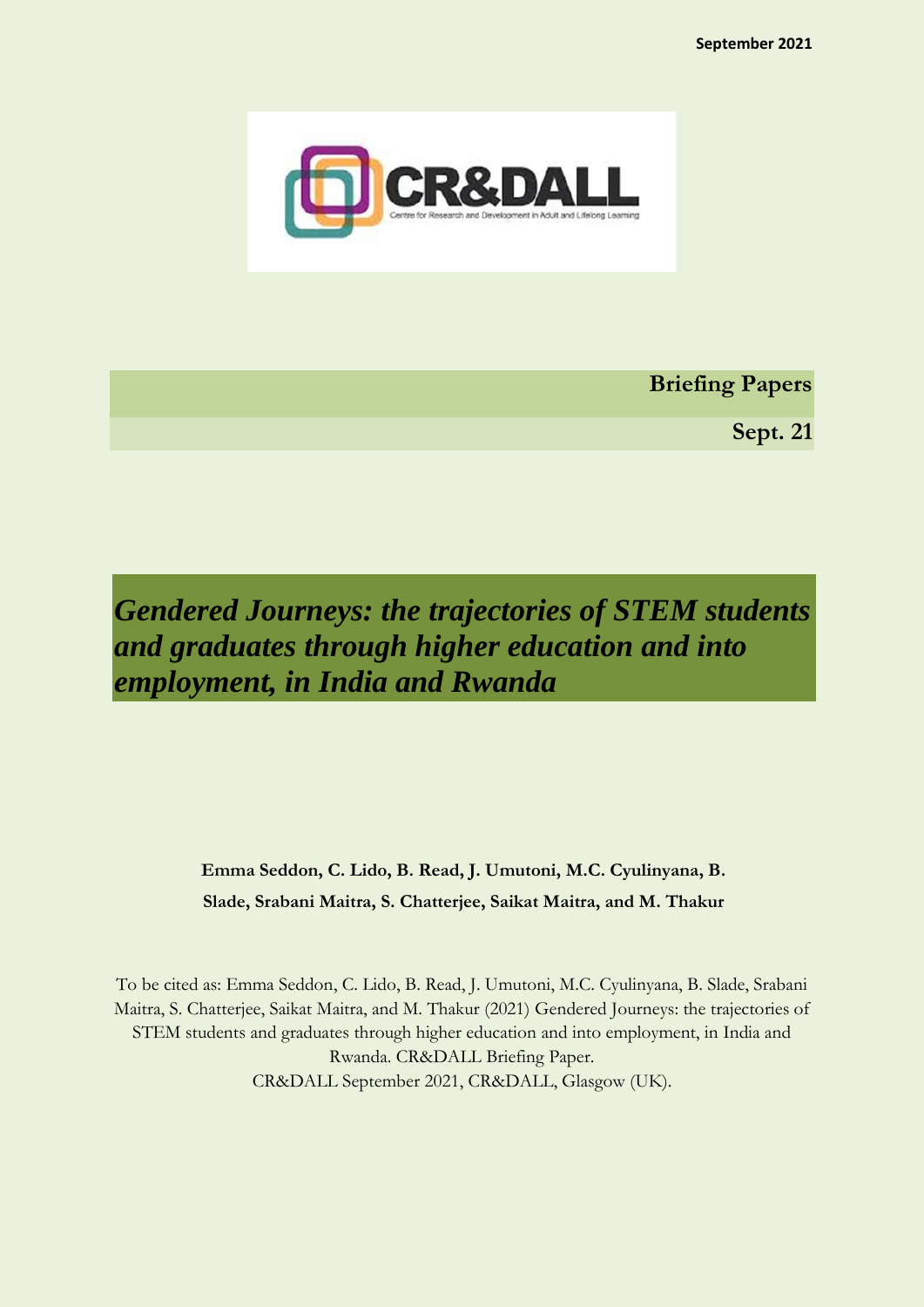September 2021

Briefing Papers

Sept. 21

# *Gendered Journeys: the trajectories of STEM students and graduates through higher education and into employment, in India and Rwanda*

**Emma Seddon, C. Lido, B. Read, J. Umutoni, M.C. Cyulinyana, B. Slade, Srabani Maitra, S. Chatterjee, Saikat Maitra, and M. Thakur**

To be cited as: Emma Seddon, C. Lido, B. Read, J. Umutoni, M.C. Cyulinyana, B. Slade, Srabani Maitra, S. Chatterjee, Saikat Maitra, and M. Thakur (2021) Gendered Journeys: the trajectories of STEM students and graduates through higher education and into employment, in India and Rwanda. CR&DALL Briefing Paper.
CR&DALL September 2021, CR&DALL, Glasgow (UK).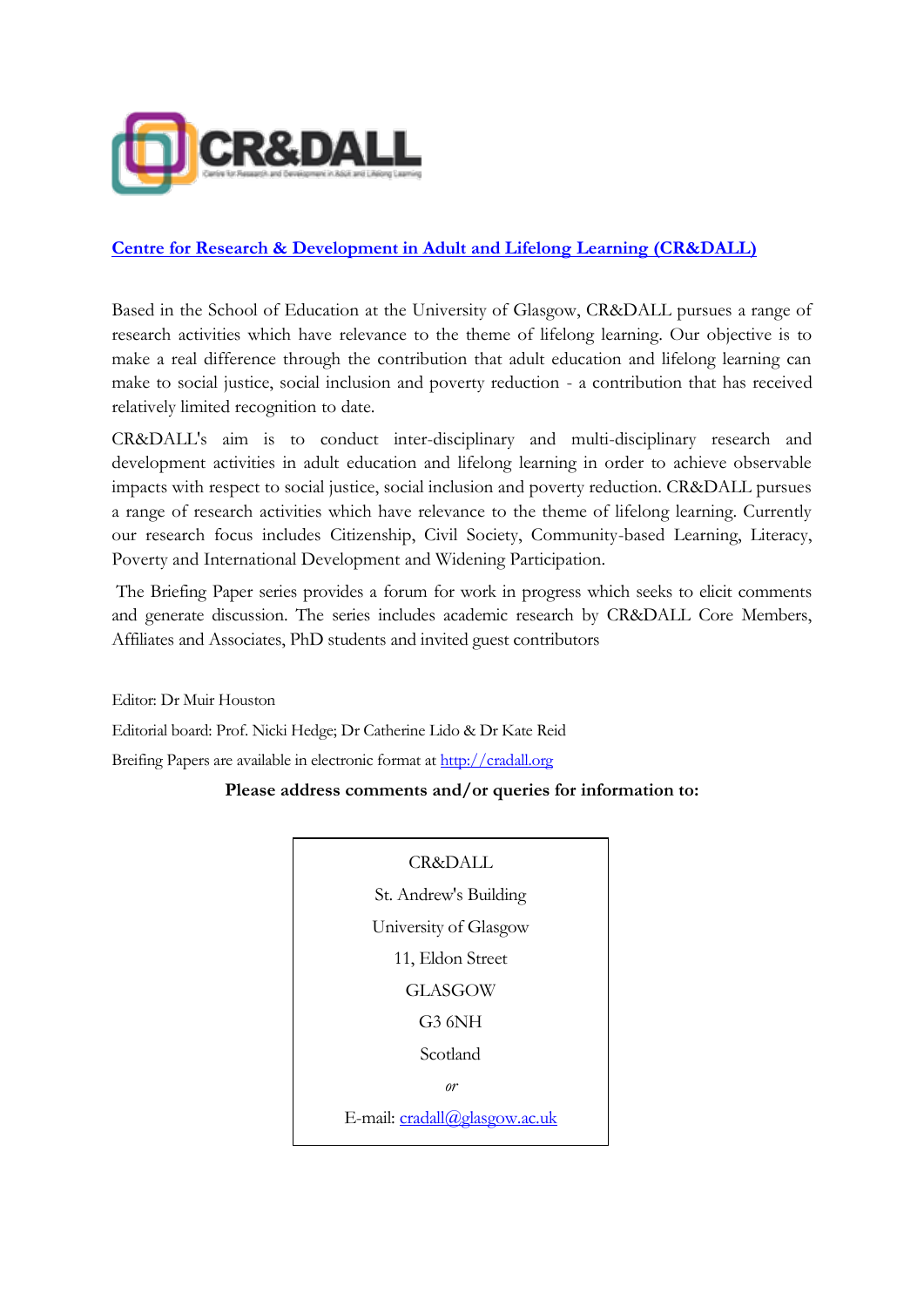[Centre for Research & Development in Adult and Lifelong Learning (CR&DALL)](http://cradall.org)

Based in the School of Education at the University of Glasgow, CR&DALL pursues a range of research activities which have relevance to the theme of lifelong learning. Our objective is to make a real difference through the contribution that adult education and lifelong learning can make to social justice, social inclusion and poverty reduction - a contribution that has received relatively limited recognition to date.

CR&DALL's aim is to conduct inter-disciplinary and multi-disciplinary research and development activities in adult education and lifelong learning in order to achieve observable impacts with respect to social justice, social inclusion and poverty reduction. CR&DALL pursues a range of research activities which have relevance to the theme of lifelong learning. Currently our research focus includes Citizenship, Civil Society, Community-based Learning, Literacy, Poverty and International Development and Widening Participation.

The Briefing Paper series provides a forum for work in progress which seeks to elicit comments and generate discussion. The series includes academic research by CR&DALL Core Members, Affiliates and Associates, PhD students and invited guest contributors

Editor: Dr Muir Houston

Editorial board: Prof. Nicki Hedge; Dr Catherine Lido & Dr Kate Reid

Breifing Papers are available in electronic format at http://cradall.org

**Please address comments and/or queries for information to:**

CR&DALL

St. Andrew's Building

University of Glasgow

11, Eldon Street

GLASGOW

G3 6NH

Scotland

*or*

E-mail: cradall@glasgow.ac.uk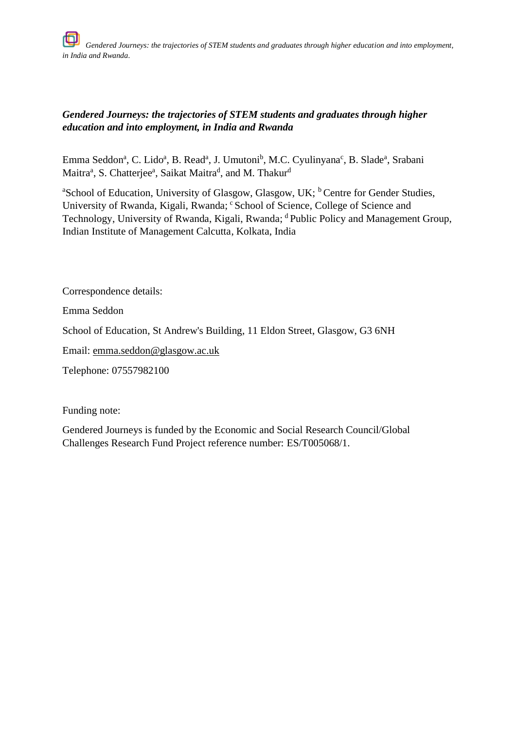***Gendered Journeys: the trajectories of STEM students and graduates through higher education and into employment, in India and Rwanda***

Emma Seddon[a], C. Lido[a], B. Read[a], J. Umutoni[b], M.C. Cyulinyana[c], B. Slade[a], Srabani Maitra[a], S. Chatterjee[a], Saikat Maitra[d], and M. Thakur[d]

[a]School of Education, University of Glasgow, Glasgow, UK; [b] Centre for Gender Studies, University of Rwanda, Kigali, Rwanda; [c] School of Science, College of Science and Technology, University of Rwanda, Kigali, Rwanda; [d] Public Policy and Management Group, Indian Institute of Management Calcutta, Kolkata, India

Correspondence details:

Emma Seddon

School of Education, St Andrew's Building, 11 Eldon Street, Glasgow, G3 6NH

Email: emma.seddon@glasgow.ac.uk

Telephone: 07557982100

Funding note:

Gendered Journeys is funded by the Economic and Social Research Council/Global Challenges Research Fund Project reference number: ES/T005068/1.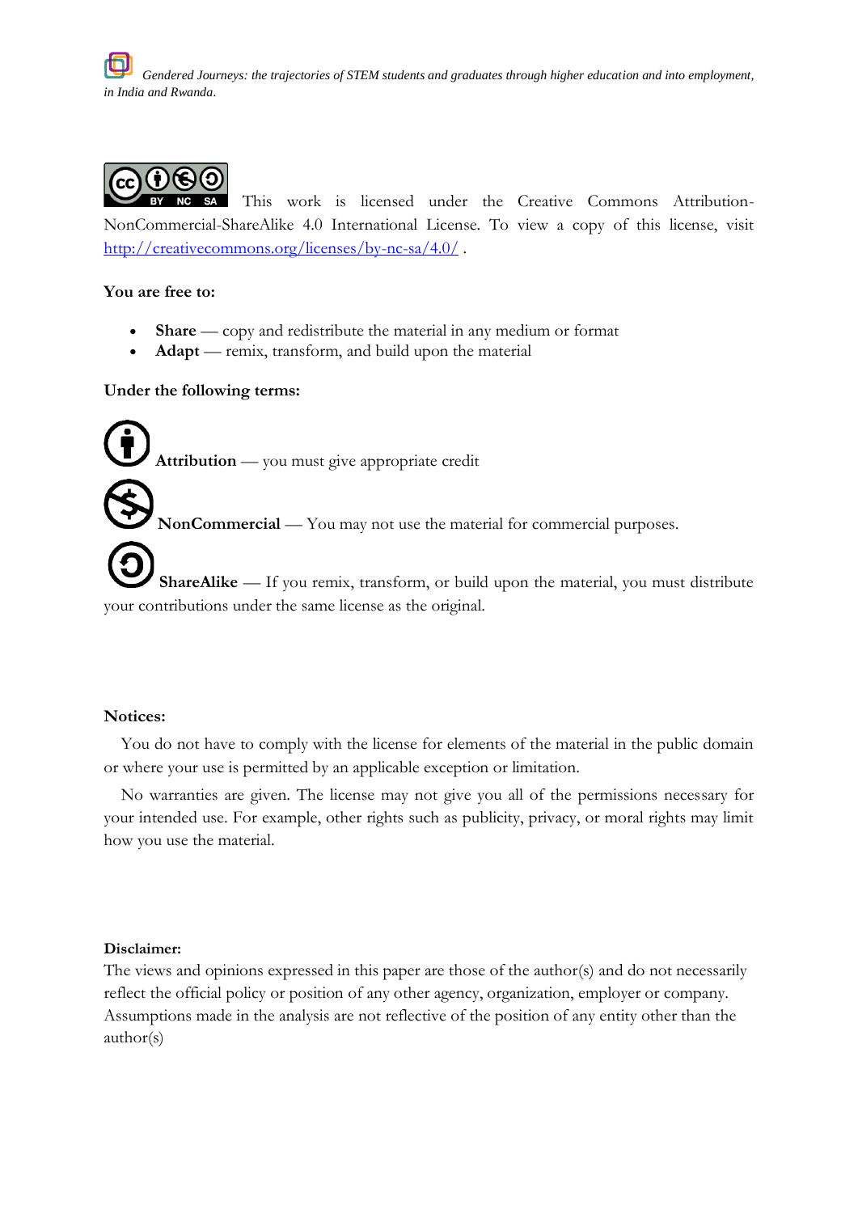This work is licensed under the Creative Commons Attribution-NonCommercial-ShareAlike 4.0 International License. To view a copy of this license, visit http://creativecommons.org/licenses/by-nc-sa/4.0/ .

**You are free to:**

- **Share** — copy and redistribute the material in any medium or format
- **Adapt** — remix, transform, and build upon the material

**Under the following terms:**

**Attribution** — you must give appropriate credit

**NonCommercial** — You may not use the material for commercial purposes.

**ShareAlike** — If you remix, transform, or build upon the material, you must distribute your contributions under the same license as the original.

**Notices:**

You do not have to comply with the license for elements of the material in the public domain or where your use is permitted by an applicable exception or limitation.

No warranties are given. The license may not give you all of the permissions necessary for your intended use. For example, other rights such as publicity, privacy, or moral rights may limit how you use the material.

**Disclaimer:**

The views and opinions expressed in this paper are those of the author(s) and do not necessarily reflect the official policy or position of any other agency, organization, employer or company. Assumptions made in the analysis are not reflective of the position of any entity other than the author(s)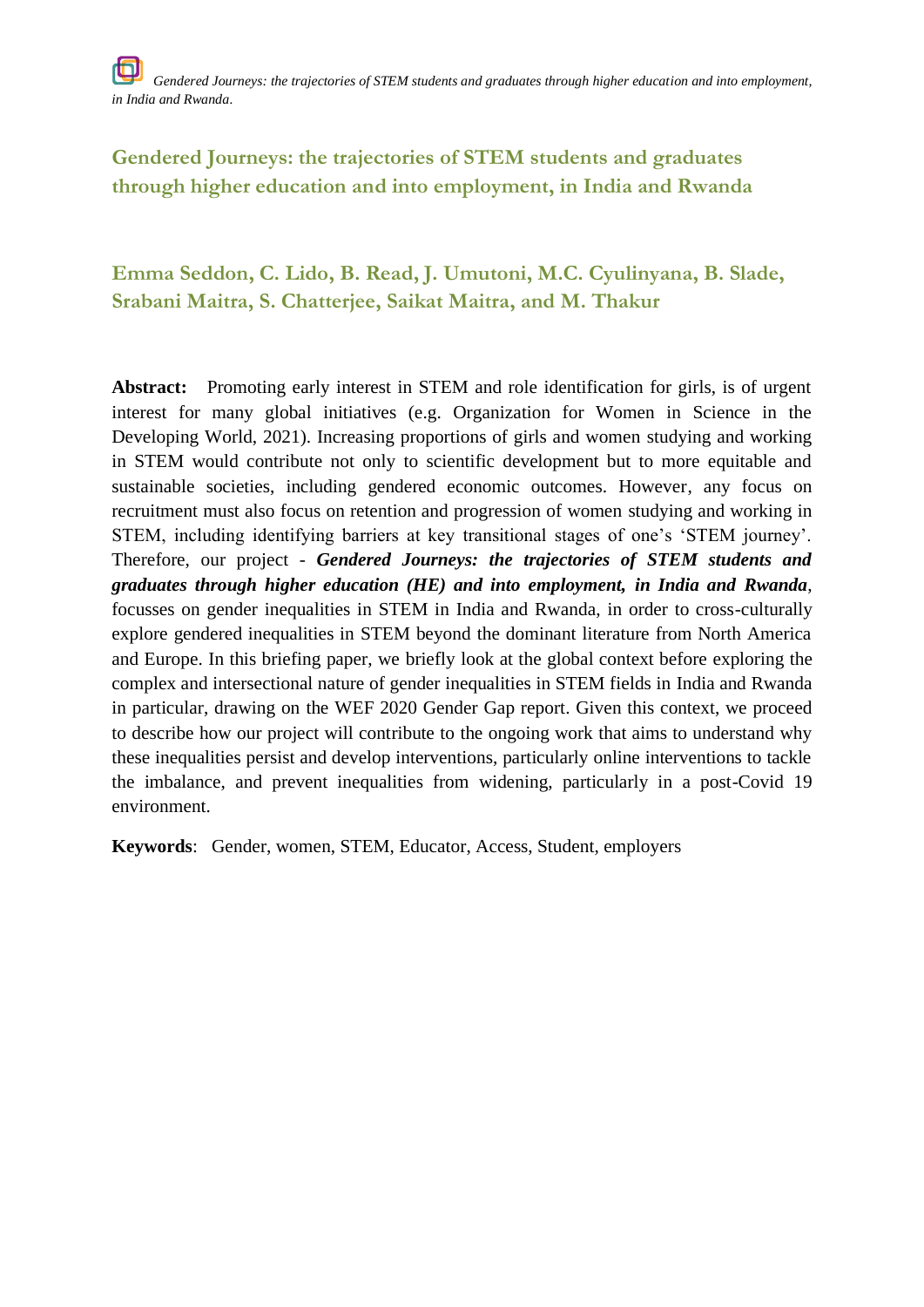## Gendered Journeys: the trajectories of STEM students and graduates through higher education and into employment, in India and Rwanda

### Emma Seddon, C. Lido, B. Read, J. Umutoni, M.C. Cyulinyana, B. Slade, Srabani Maitra, S. Chatterjee, Saikat Maitra, and M. Thakur

**Abstract:** Promoting early interest in STEM and role identification for girls, is of urgent interest for many global initiatives (e.g. Organization for Women in Science in the Developing World, 2021). Increasing proportions of girls and women studying and working in STEM would contribute not only to scientific development but to more equitable and sustainable societies, including gendered economic outcomes. However, any focus on recruitment must also focus on retention and progression of women studying and working in STEM, including identifying barriers at key transitional stages of one's 'STEM journey'. Therefore, our project - ***Gendered Journeys: the trajectories of STEM students and graduates through higher education (HE) and into employment, in India and Rwanda***, focusses on gender inequalities in STEM in India and Rwanda, in order to cross-culturally explore gendered inequalities in STEM beyond the dominant literature from North America and Europe. In this briefing paper, we briefly look at the global context before exploring the complex and intersectional nature of gender inequalities in STEM fields in India and Rwanda in particular, drawing on the WEF 2020 Gender Gap report. Given this context, we proceed to describe how our project will contribute to the ongoing work that aims to understand why these inequalities persist and develop interventions, particularly online interventions to tackle the imbalance, and prevent inequalities from widening, particularly in a post-Covid 19 environment.

**Keywords**: Gender, women, STEM, Educator, Access, Student, employers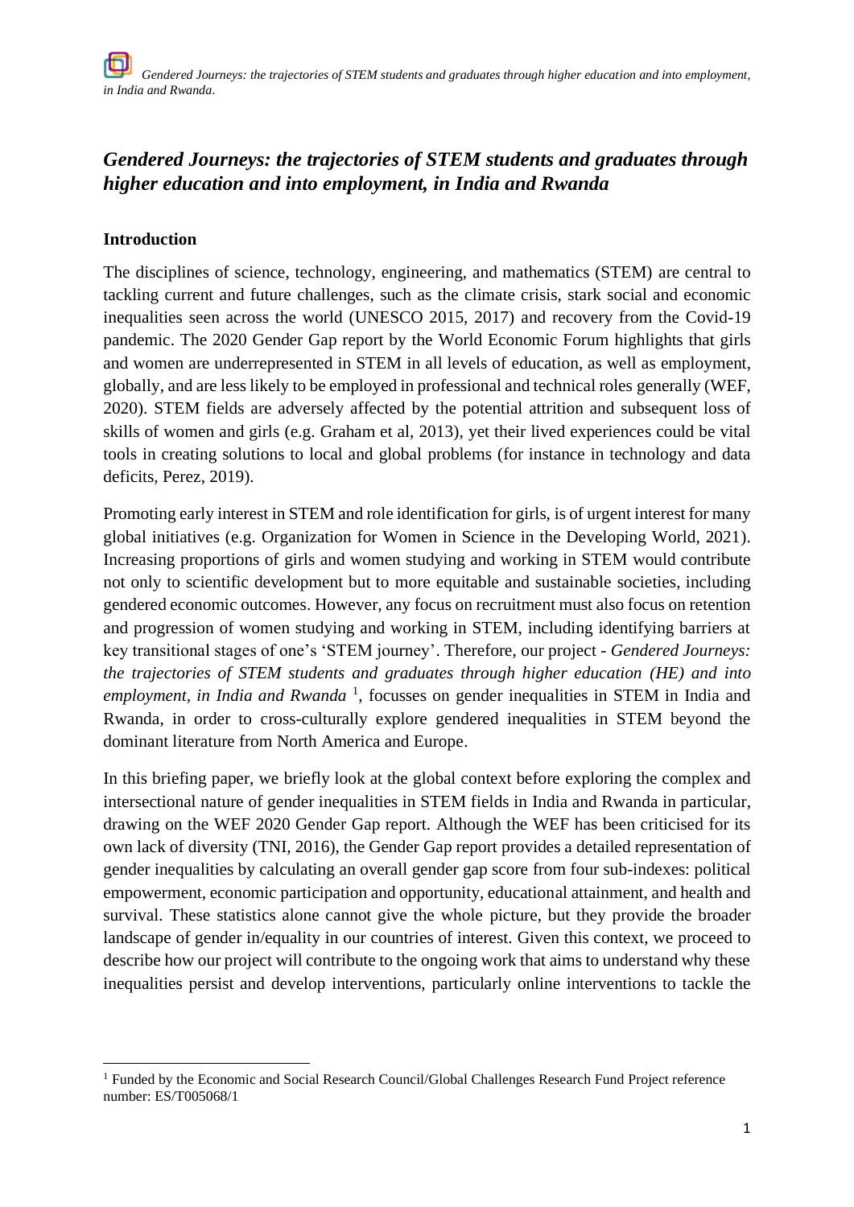# *Gendered Journeys: the trajectories of STEM students and graduates through higher education and into employment, in India and Rwanda*

## Introduction

The disciplines of science, technology, engineering, and mathematics (STEM) are central to tackling current and future challenges, such as the climate crisis, stark social and economic inequalities seen across the world (UNESCO 2015, 2017) and recovery from the Covid-19 pandemic. The 2020 Gender Gap report by the World Economic Forum highlights that girls and women are underrepresented in STEM in all levels of education, as well as employment, globally, and are less likely to be employed in professional and technical roles generally (WEF, 2020). STEM fields are adversely affected by the potential attrition and subsequent loss of skills of women and girls (e.g. Graham et al, 2013), yet their lived experiences could be vital tools in creating solutions to local and global problems (for instance in technology and data deficits, Perez, 2019).

Promoting early interest in STEM and role identification for girls, is of urgent interest for many global initiatives (e.g. Organization for Women in Science in the Developing World, 2021). Increasing proportions of girls and women studying and working in STEM would contribute not only to scientific development but to more equitable and sustainable societies, including gendered economic outcomes. However, any focus on recruitment must also focus on retention and progression of women studying and working in STEM, including identifying barriers at key transitional stages of one's 'STEM journey'. Therefore, our project - *Gendered Journeys: the trajectories of STEM students and graduates through higher education (HE) and into employment, in India and Rwanda* [1], focusses on gender inequalities in STEM in India and Rwanda, in order to cross-culturally explore gendered inequalities in STEM beyond the dominant literature from North America and Europe.

In this briefing paper, we briefly look at the global context before exploring the complex and intersectional nature of gender inequalities in STEM fields in India and Rwanda in particular, drawing on the WEF 2020 Gender Gap report. Although the WEF has been criticised for its own lack of diversity (TNI, 2016), the Gender Gap report provides a detailed representation of gender inequalities by calculating an overall gender gap score from four sub-indexes: political empowerment, economic participation and opportunity, educational attainment, and health and survival. These statistics alone cannot give the whole picture, but they provide the broader landscape of gender in/equality in our countries of interest. Given this context, we proceed to describe how our project will contribute to the ongoing work that aims to understand why these inequalities persist and develop interventions, particularly online interventions to tackle the

[1] Funded by the Economic and Social Research Council/Global Challenges Research Fund Project reference number: ES/T005068/1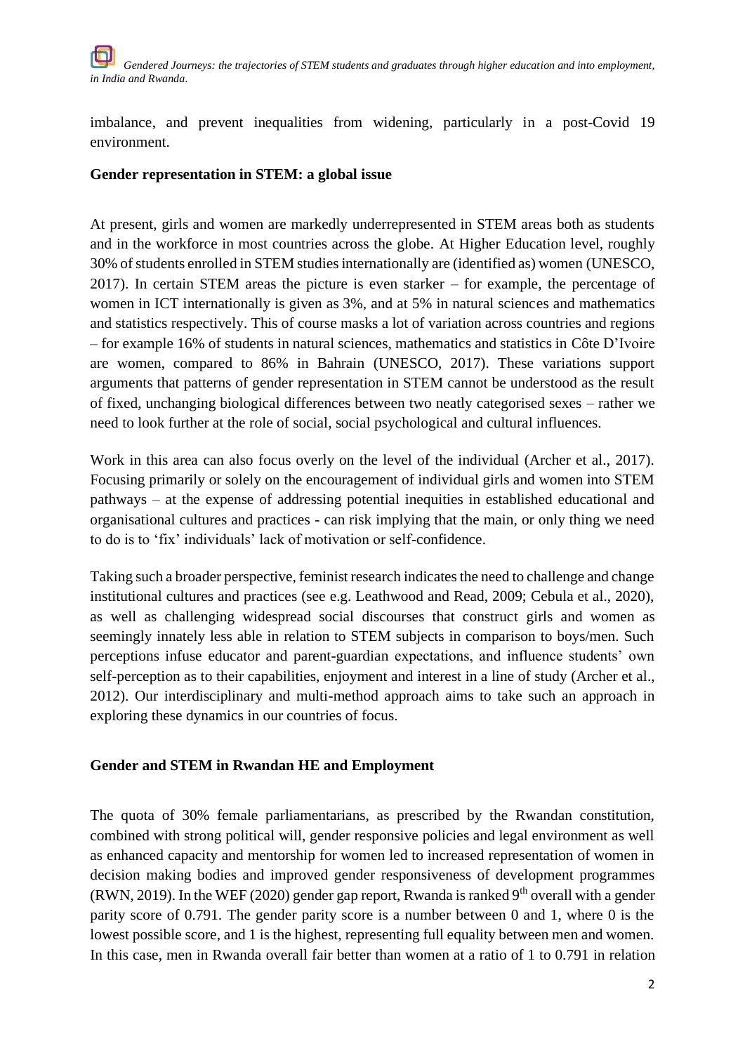imbalance, and prevent inequalities from widening, particularly in a post-Covid 19 environment.

**Gender representation in STEM: a global issue**

At present, girls and women are markedly underrepresented in STEM areas both as students and in the workforce in most countries across the globe. At Higher Education level, roughly 30% of students enrolled in STEM studies internationally are (identified as) women (UNESCO, 2017). In certain STEM areas the picture is even starker – for example, the percentage of women in ICT internationally is given as 3%, and at 5% in natural sciences and mathematics and statistics respectively. This of course masks a lot of variation across countries and regions – for example 16% of students in natural sciences, mathematics and statistics in Côte D'Ivoire are women, compared to 86% in Bahrain (UNESCO, 2017). These variations support arguments that patterns of gender representation in STEM cannot be understood as the result of fixed, unchanging biological differences between two neatly categorised sexes – rather we need to look further at the role of social, social psychological and cultural influences.

Work in this area can also focus overly on the level of the individual (Archer et al., 2017). Focusing primarily or solely on the encouragement of individual girls and women into STEM pathways – at the expense of addressing potential inequities in established educational and organisational cultures and practices - can risk implying that the main, or only thing we need to do is to 'fix' individuals' lack of motivation or self-confidence.

Taking such a broader perspective, feminist research indicates the need to challenge and change institutional cultures and practices (see e.g. Leathwood and Read, 2009; Cebula et al., 2020), as well as challenging widespread social discourses that construct girls and women as seemingly innately less able in relation to STEM subjects in comparison to boys/men. Such perceptions infuse educator and parent-guardian expectations, and influence students' own self-perception as to their capabilities, enjoyment and interest in a line of study (Archer et al., 2012). Our interdisciplinary and multi-method approach aims to take such an approach in exploring these dynamics in our countries of focus.

**Gender and STEM in Rwandan HE and Employment**

The quota of 30% female parliamentarians, as prescribed by the Rwandan constitution, combined with strong political will, gender responsive policies and legal environment as well as enhanced capacity and mentorship for women led to increased representation of women in decision making bodies and improved gender responsiveness of development programmes (RWN, 2019). In the WEF (2020) gender gap report, Rwanda is ranked 9th overall with a gender parity score of 0.791. The gender parity score is a number between 0 and 1, where 0 is the lowest possible score, and 1 is the highest, representing full equality between men and women. In this case, men in Rwanda overall fair better than women at a ratio of 1 to 0.791 in relation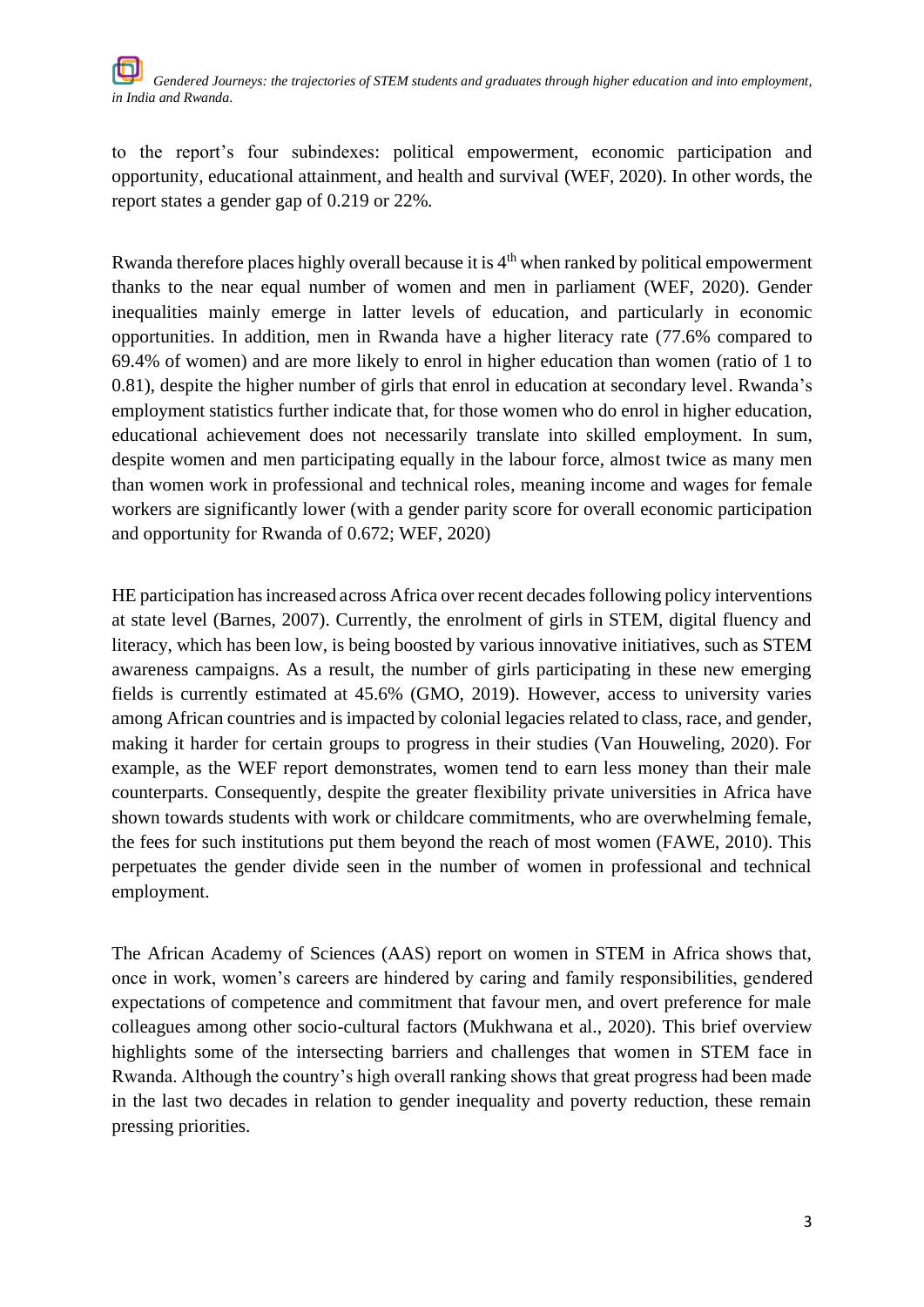to the report's four subindexes: political empowerment, economic participation and opportunity, educational attainment, and health and survival (WEF, 2020). In other words, the report states a gender gap of 0.219 or 22%.

Rwanda therefore places highly overall because it is 4th when ranked by political empowerment thanks to the near equal number of women and men in parliament (WEF, 2020). Gender inequalities mainly emerge in latter levels of education, and particularly in economic opportunities. In addition, men in Rwanda have a higher literacy rate (77.6% compared to 69.4% of women) and are more likely to enrol in higher education than women (ratio of 1 to 0.81), despite the higher number of girls that enrol in education at secondary level. Rwanda's employment statistics further indicate that, for those women who do enrol in higher education, educational achievement does not necessarily translate into skilled employment. In sum, despite women and men participating equally in the labour force, almost twice as many men than women work in professional and technical roles, meaning income and wages for female workers are significantly lower (with a gender parity score for overall economic participation and opportunity for Rwanda of 0.672; WEF, 2020)

HE participation has increased across Africa over recent decades following policy interventions at state level (Barnes, 2007). Currently, the enrolment of girls in STEM, digital fluency and literacy, which has been low, is being boosted by various innovative initiatives, such as STEM awareness campaigns. As a result, the number of girls participating in these new emerging fields is currently estimated at 45.6% (GMO, 2019). However, access to university varies among African countries and is impacted by colonial legacies related to class, race, and gender, making it harder for certain groups to progress in their studies (Van Houweling, 2020). For example, as the WEF report demonstrates, women tend to earn less money than their male counterparts. Consequently, despite the greater flexibility private universities in Africa have shown towards students with work or childcare commitments, who are overwhelming female, the fees for such institutions put them beyond the reach of most women (FAWE, 2010). This perpetuates the gender divide seen in the number of women in professional and technical employment.

The African Academy of Sciences (AAS) report on women in STEM in Africa shows that, once in work, women's careers are hindered by caring and family responsibilities, gendered expectations of competence and commitment that favour men, and overt preference for male colleagues among other socio-cultural factors (Mukhwana et al., 2020). This brief overview highlights some of the intersecting barriers and challenges that women in STEM face in Rwanda. Although the country's high overall ranking shows that great progress had been made in the last two decades in relation to gender inequality and poverty reduction, these remain pressing priorities.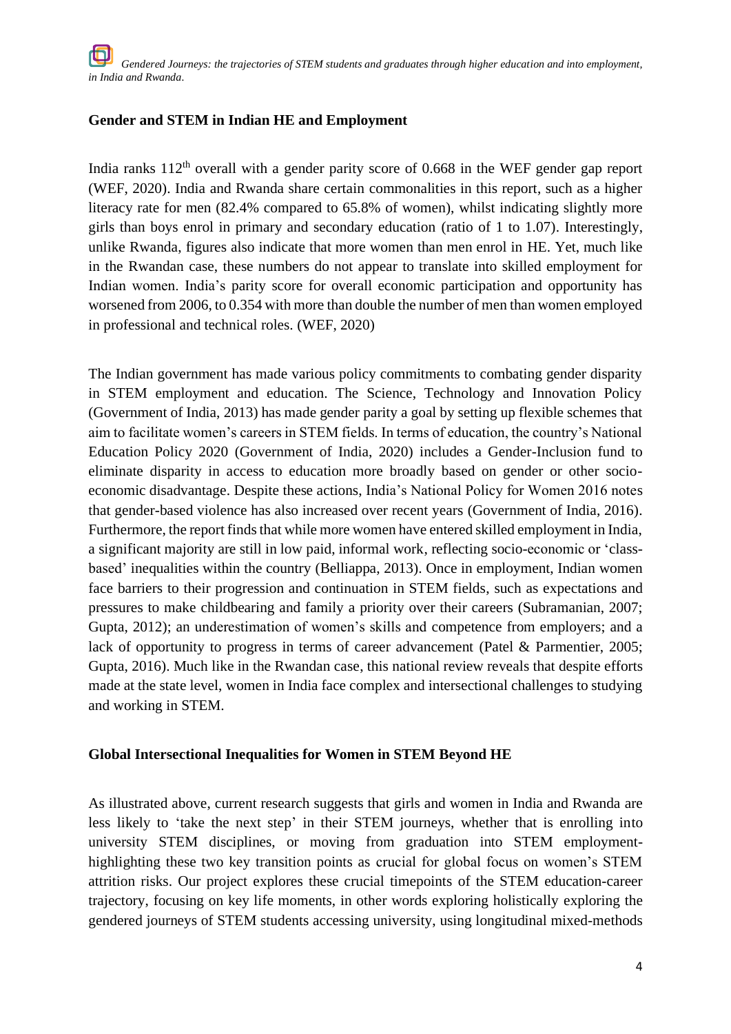## Gender and STEM in Indian HE and Employment

India ranks 112th overall with a gender parity score of 0.668 in the WEF gender gap report (WEF, 2020). India and Rwanda share certain commonalities in this report, such as a higher literacy rate for men (82.4% compared to 65.8% of women), whilst indicating slightly more girls than boys enrol in primary and secondary education (ratio of 1 to 1.07). Interestingly, unlike Rwanda, figures also indicate that more women than men enrol in HE. Yet, much like in the Rwandan case, these numbers do not appear to translate into skilled employment for Indian women. India's parity score for overall economic participation and opportunity has worsened from 2006, to 0.354 with more than double the number of men than women employed in professional and technical roles. (WEF, 2020)

The Indian government has made various policy commitments to combating gender disparity in STEM employment and education. The Science, Technology and Innovation Policy (Government of India, 2013) has made gender parity a goal by setting up flexible schemes that aim to facilitate women's careers in STEM fields. In terms of education, the country's National Education Policy 2020 (Government of India, 2020) includes a Gender-Inclusion fund to eliminate disparity in access to education more broadly based on gender or other socio-economic disadvantage. Despite these actions, India's National Policy for Women 2016 notes that gender-based violence has also increased over recent years (Government of India, 2016). Furthermore, the report finds that while more women have entered skilled employment in India, a significant majority are still in low paid, informal work, reflecting socio-economic or 'class-based' inequalities within the country (Belliappa, 2013). Once in employment, Indian women face barriers to their progression and continuation in STEM fields, such as expectations and pressures to make childbearing and family a priority over their careers (Subramanian, 2007; Gupta, 2012); an underestimation of women's skills and competence from employers; and a lack of opportunity to progress in terms of career advancement (Patel & Parmentier, 2005; Gupta, 2016). Much like in the Rwandan case, this national review reveals that despite efforts made at the state level, women in India face complex and intersectional challenges to studying and working in STEM.

## Global Intersectional Inequalities for Women in STEM Beyond HE

As illustrated above, current research suggests that girls and women in India and Rwanda are less likely to 'take the next step' in their STEM journeys, whether that is enrolling into university STEM disciplines, or moving from graduation into STEM employment- highlighting these two key transition points as crucial for global focus on women's STEM attrition risks. Our project explores these crucial timepoints of the STEM education-career trajectory, focusing on key life moments, in other words exploring holistically exploring the gendered journeys of STEM students accessing university, using longitudinal mixed-methods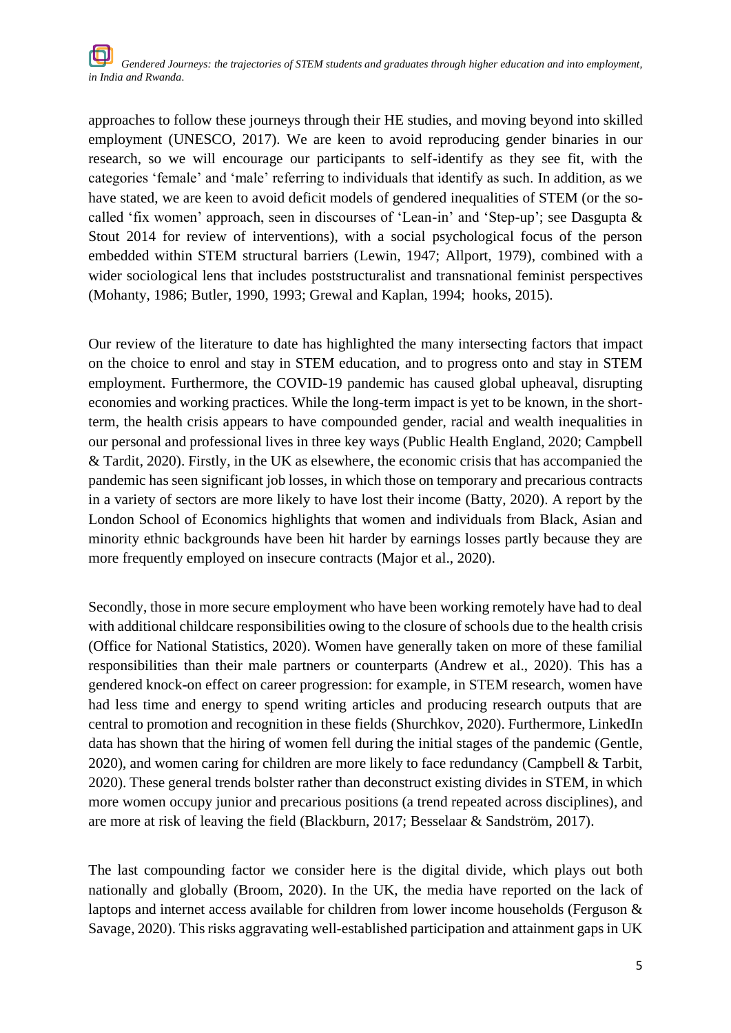approaches to follow these journeys through their HE studies, and moving beyond into skilled employment (UNESCO, 2017). We are keen to avoid reproducing gender binaries in our research, so we will encourage our participants to self-identify as they see fit, with the categories 'female' and 'male' referring to individuals that identify as such. In addition, as we have stated, we are keen to avoid deficit models of gendered inequalities of STEM (or the so-called 'fix women' approach, seen in discourses of 'Lean-in' and 'Step-up'; see Dasgupta & Stout 2014 for review of interventions), with a social psychological focus of the person embedded within STEM structural barriers (Lewin, 1947; Allport, 1979), combined with a wider sociological lens that includes poststructuralist and transnational feminist perspectives (Mohanty, 1986; Butler, 1990, 1993; Grewal and Kaplan, 1994; hooks, 2015).

Our review of the literature to date has highlighted the many intersecting factors that impact on the choice to enrol and stay in STEM education, and to progress onto and stay in STEM employment. Furthermore, the COVID-19 pandemic has caused global upheaval, disrupting economies and working practices. While the long-term impact is yet to be known, in the short-term, the health crisis appears to have compounded gender, racial and wealth inequalities in our personal and professional lives in three key ways (Public Health England, 2020; Campbell & Tardit, 2020). Firstly, in the UK as elsewhere, the economic crisis that has accompanied the pandemic has seen significant job losses, in which those on temporary and precarious contracts in a variety of sectors are more likely to have lost their income (Batty, 2020). A report by the London School of Economics highlights that women and individuals from Black, Asian and minority ethnic backgrounds have been hit harder by earnings losses partly because they are more frequently employed on insecure contracts (Major et al., 2020).

Secondly, those in more secure employment who have been working remotely have had to deal with additional childcare responsibilities owing to the closure of schools due to the health crisis (Office for National Statistics, 2020). Women have generally taken on more of these familial responsibilities than their male partners or counterparts (Andrew et al., 2020). This has a gendered knock-on effect on career progression: for example, in STEM research, women have had less time and energy to spend writing articles and producing research outputs that are central to promotion and recognition in these fields (Shurchkov, 2020). Furthermore, LinkedIn data has shown that the hiring of women fell during the initial stages of the pandemic (Gentle, 2020), and women caring for children are more likely to face redundancy (Campbell & Tarbit, 2020). These general trends bolster rather than deconstruct existing divides in STEM, in which more women occupy junior and precarious positions (a trend repeated across disciplines), and are more at risk of leaving the field (Blackburn, 2017; Besselaar & Sandström, 2017).

The last compounding factor we consider here is the digital divide, which plays out both nationally and globally (Broom, 2020). In the UK, the media have reported on the lack of laptops and internet access available for children from lower income households (Ferguson & Savage, 2020). This risks aggravating well-established participation and attainment gaps in UK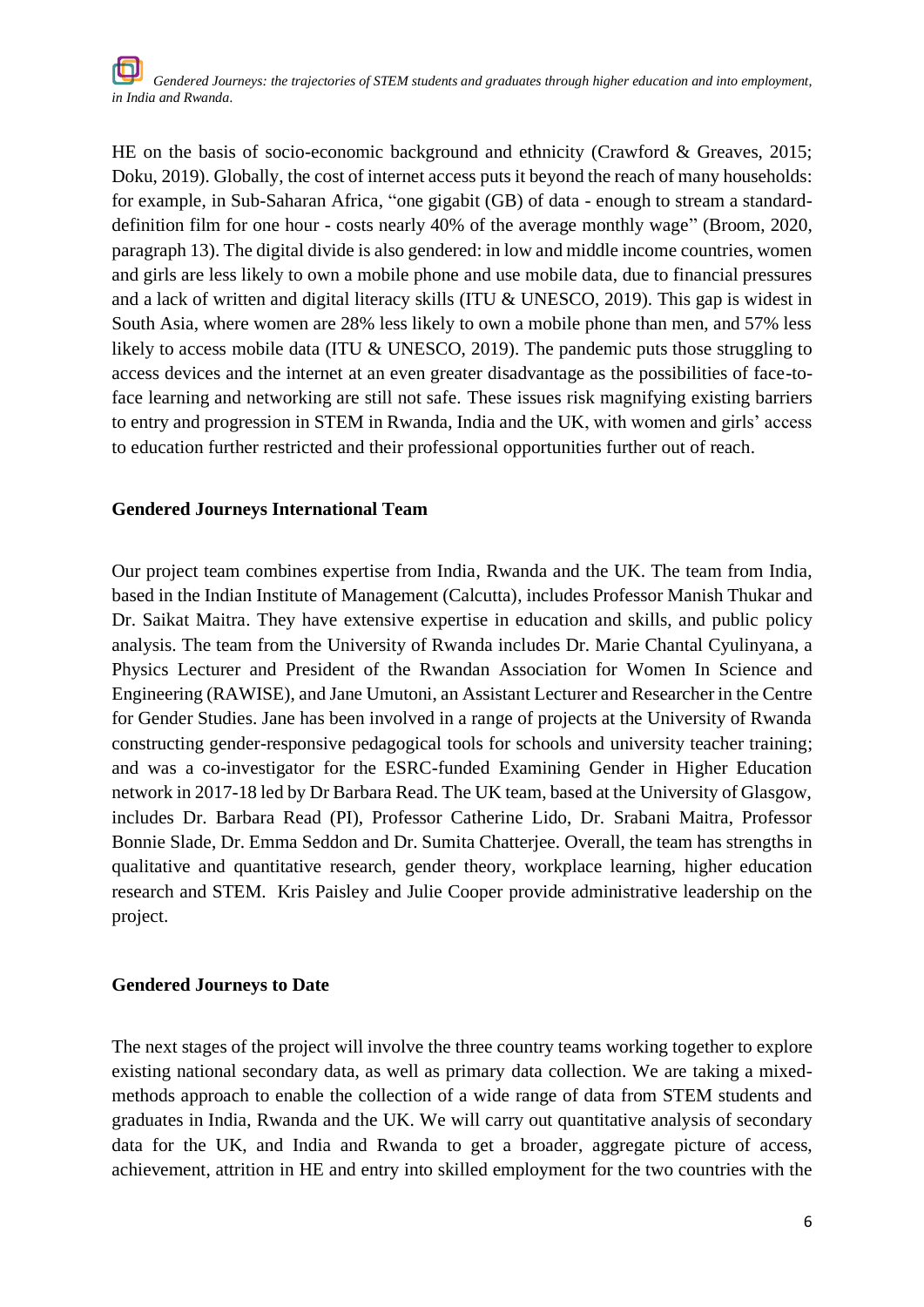HE on the basis of socio-economic background and ethnicity (Crawford & Greaves, 2015; Doku, 2019). Globally, the cost of internet access puts it beyond the reach of many households: for example, in Sub-Saharan Africa, "one gigabit (GB) of data - enough to stream a standard-definition film for one hour - costs nearly 40% of the average monthly wage" (Broom, 2020, paragraph 13). The digital divide is also gendered: in low and middle income countries, women and girls are less likely to own a mobile phone and use mobile data, due to financial pressures and a lack of written and digital literacy skills (ITU & UNESCO, 2019). This gap is widest in South Asia, where women are 28% less likely to own a mobile phone than men, and 57% less likely to access mobile data (ITU & UNESCO, 2019). The pandemic puts those struggling to access devices and the internet at an even greater disadvantage as the possibilities of face-to-face learning and networking are still not safe. These issues risk magnifying existing barriers to entry and progression in STEM in Rwanda, India and the UK, with women and girls' access to education further restricted and their professional opportunities further out of reach.

## Gendered Journeys International Team

Our project team combines expertise from India, Rwanda and the UK. The team from India, based in the Indian Institute of Management (Calcutta), includes Professor Manish Thukar and Dr. Saikat Maitra. They have extensive expertise in education and skills, and public policy analysis. The team from the University of Rwanda includes Dr. Marie Chantal Cyulinyana, a Physics Lecturer and President of the Rwandan Association for Women In Science and Engineering (RAWISE), and Jane Umutoni, an Assistant Lecturer and Researcher in the Centre for Gender Studies. Jane has been involved in a range of projects at the University of Rwanda constructing gender-responsive pedagogical tools for schools and university teacher training; and was a co-investigator for the ESRC-funded Examining Gender in Higher Education network in 2017-18 led by Dr Barbara Read. The UK team, based at the University of Glasgow, includes Dr. Barbara Read (PI), Professor Catherine Lido, Dr. Srabani Maitra, Professor Bonnie Slade, Dr. Emma Seddon and Dr. Sumita Chatterjee. Overall, the team has strengths in qualitative and quantitative research, gender theory, workplace learning, higher education research and STEM. Kris Paisley and Julie Cooper provide administrative leadership on the project.

## Gendered Journeys to Date

The next stages of the project will involve the three country teams working together to explore existing national secondary data, as well as primary data collection. We are taking a mixed-methods approach to enable the collection of a wide range of data from STEM students and graduates in India, Rwanda and the UK. We will carry out quantitative analysis of secondary data for the UK, and India and Rwanda to get a broader, aggregate picture of access, achievement, attrition in HE and entry into skilled employment for the two countries with the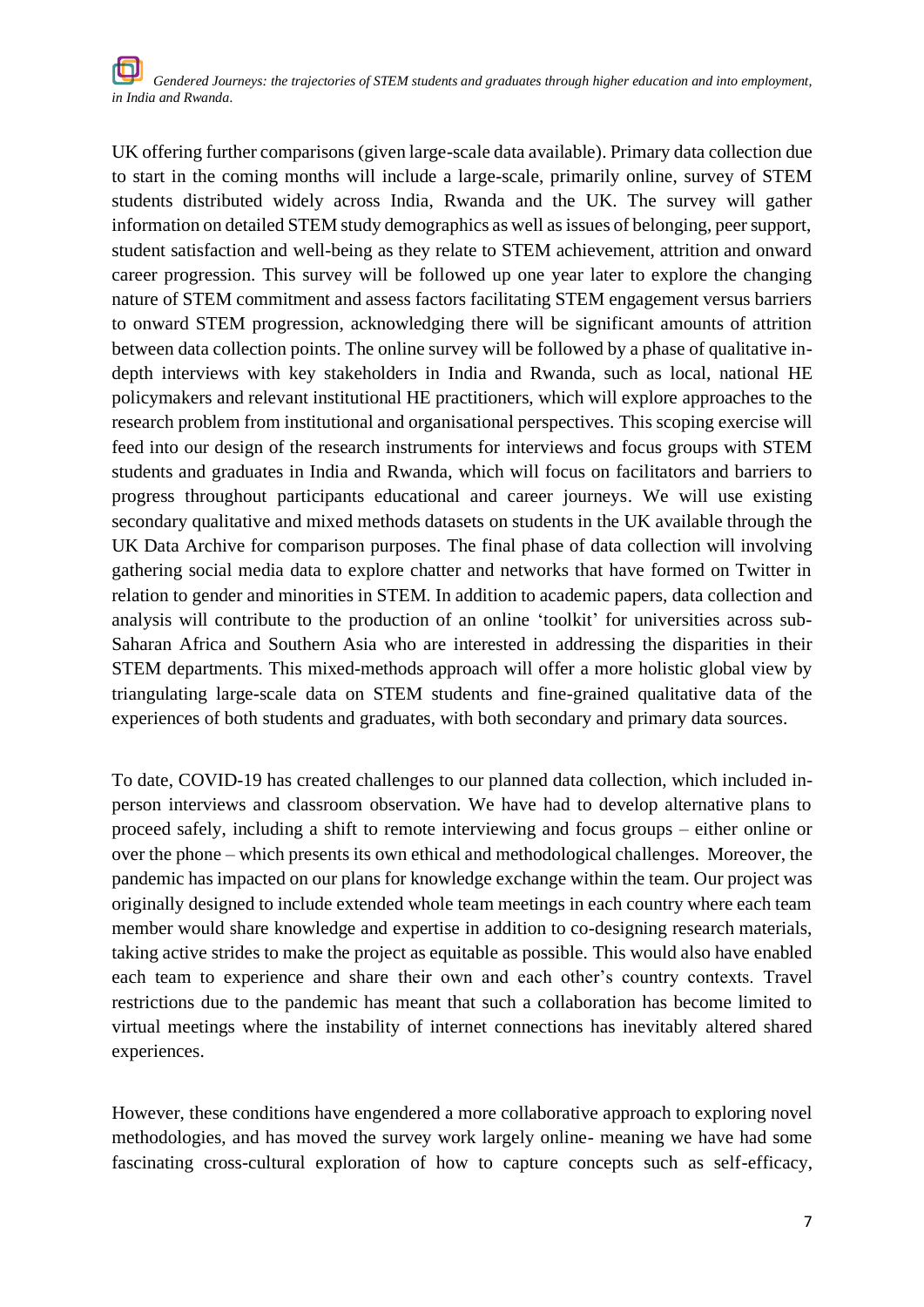UK offering further comparisons (given large-scale data available). Primary data collection due to start in the coming months will include a large-scale, primarily online, survey of STEM students distributed widely across India, Rwanda and the UK. The survey will gather information on detailed STEM study demographics as well as issues of belonging, peer support, student satisfaction and well-being as they relate to STEM achievement, attrition and onward career progression. This survey will be followed up one year later to explore the changing nature of STEM commitment and assess factors facilitating STEM engagement versus barriers to onward STEM progression, acknowledging there will be significant amounts of attrition between data collection points. The online survey will be followed by a phase of qualitative in-depth interviews with key stakeholders in India and Rwanda, such as local, national HE policymakers and relevant institutional HE practitioners, which will explore approaches to the research problem from institutional and organisational perspectives. This scoping exercise will feed into our design of the research instruments for interviews and focus groups with STEM students and graduates in India and Rwanda, which will focus on facilitators and barriers to progress throughout participants educational and career journeys. We will use existing secondary qualitative and mixed methods datasets on students in the UK available through the UK Data Archive for comparison purposes. The final phase of data collection will involving gathering social media data to explore chatter and networks that have formed on Twitter in relation to gender and minorities in STEM. In addition to academic papers, data collection and analysis will contribute to the production of an online 'toolkit' for universities across sub-Saharan Africa and Southern Asia who are interested in addressing the disparities in their STEM departments. This mixed-methods approach will offer a more holistic global view by triangulating large-scale data on STEM students and fine-grained qualitative data of the experiences of both students and graduates, with both secondary and primary data sources.

To date, COVID-19 has created challenges to our planned data collection, which included in-person interviews and classroom observation. We have had to develop alternative plans to proceed safely, including a shift to remote interviewing and focus groups – either online or over the phone – which presents its own ethical and methodological challenges. Moreover, the pandemic has impacted on our plans for knowledge exchange within the team. Our project was originally designed to include extended whole team meetings in each country where each team member would share knowledge and expertise in addition to co-designing research materials, taking active strides to make the project as equitable as possible. This would also have enabled each team to experience and share their own and each other's country contexts. Travel restrictions due to the pandemic has meant that such a collaboration has become limited to virtual meetings where the instability of internet connections has inevitably altered shared experiences.

However, these conditions have engendered a more collaborative approach to exploring novel methodologies, and has moved the survey work largely online- meaning we have had some fascinating cross-cultural exploration of how to capture concepts such as self-efficacy,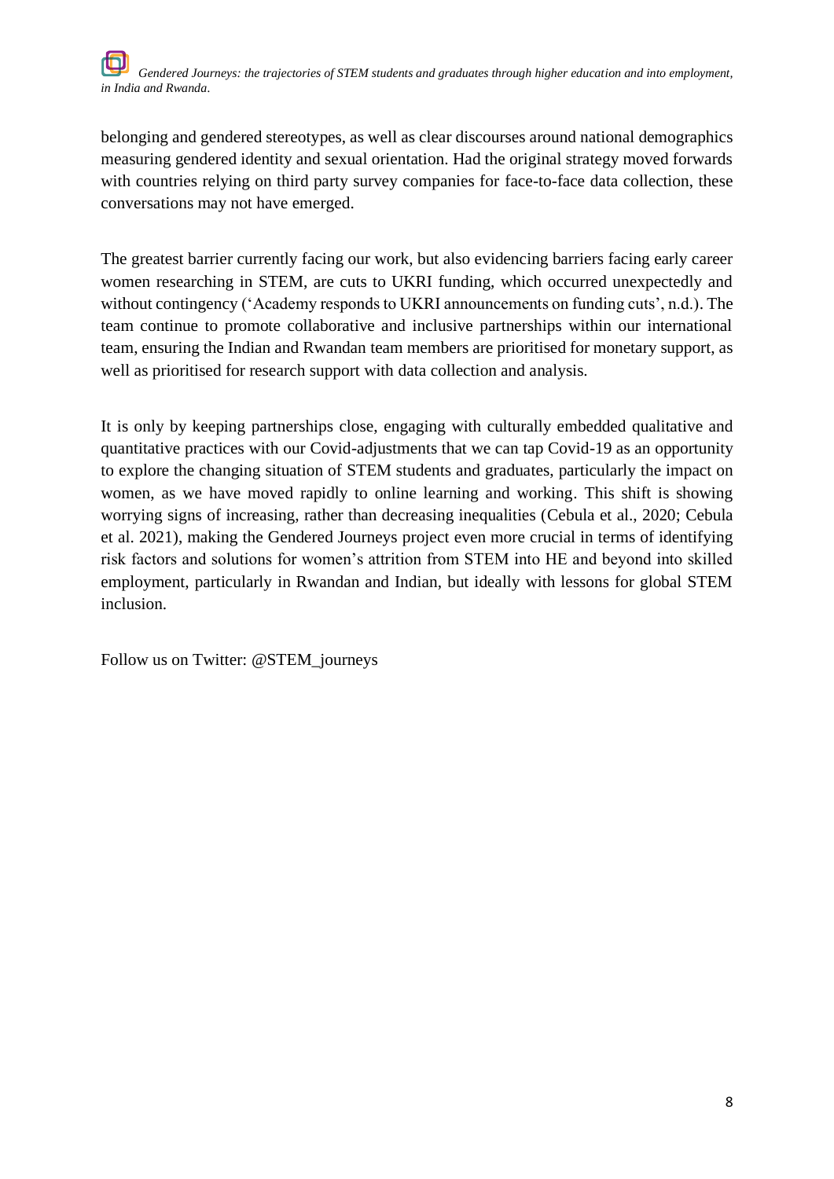belonging and gendered stereotypes, as well as clear discourses around national demographics measuring gendered identity and sexual orientation. Had the original strategy moved forwards with countries relying on third party survey companies for face-to-face data collection, these conversations may not have emerged.

The greatest barrier currently facing our work, but also evidencing barriers facing early career women researching in STEM, are cuts to UKRI funding, which occurred unexpectedly and without contingency ('Academy responds to UKRI announcements on funding cuts', n.d.). The team continue to promote collaborative and inclusive partnerships within our international team, ensuring the Indian and Rwandan team members are prioritised for monetary support, as well as prioritised for research support with data collection and analysis.

It is only by keeping partnerships close, engaging with culturally embedded qualitative and quantitative practices with our Covid-adjustments that we can tap Covid-19 as an opportunity to explore the changing situation of STEM students and graduates, particularly the impact on women, as we have moved rapidly to online learning and working. This shift is showing worrying signs of increasing, rather than decreasing inequalities (Cebula et al., 2020; Cebula et al. 2021), making the Gendered Journeys project even more crucial in terms of identifying risk factors and solutions for women's attrition from STEM into HE and beyond into skilled employment, particularly in Rwandan and Indian, but ideally with lessons for global STEM inclusion.

Follow us on Twitter: @STEM_journeys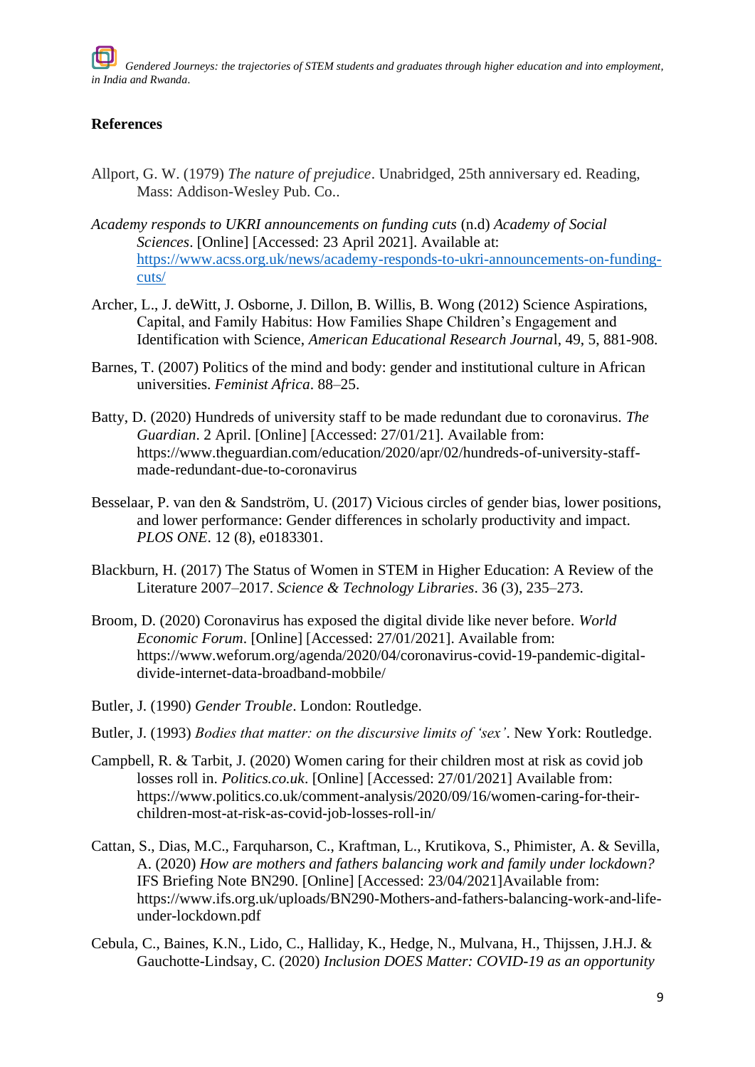## References

Allport, G. W. (1979) *The nature of prejudice*. Unabridged, 25th anniversary ed. Reading, Mass: Addison-Wesley Pub. Co..

*Academy responds to UKRI announcements on funding cuts* (n.d) *Academy of Social Sciences*. [Online] [Accessed: 23 April 2021]. Available at: https://www.acss.org.uk/news/academy-responds-to-ukri-announcements-on-funding-cuts/

Archer, L., J. deWitt, J. Osborne, J. Dillon, B. Willis, B. Wong (2012) Science Aspirations, Capital, and Family Habitus: How Families Shape Children's Engagement and Identification with Science, *American Educational Research Journa*l, 49, 5, 881-908.

Barnes, T. (2007) Politics of the mind and body: gender and institutional culture in African universities. *Feminist Africa*. 88–25.

Batty, D. (2020) Hundreds of university staff to be made redundant due to coronavirus. *The Guardian*. 2 April. [Online] [Accessed: 27/01/21]. Available from: https://www.theguardian.com/education/2020/apr/02/hundreds-of-university-staff-made-redundant-due-to-coronavirus

Besselaar, P. van den & Sandström, U. (2017) Vicious circles of gender bias, lower positions, and lower performance: Gender differences in scholarly productivity and impact. *PLOS ONE*. 12 (8), e0183301.

Blackburn, H. (2017) The Status of Women in STEM in Higher Education: A Review of the Literature 2007–2017. *Science & Technology Libraries*. 36 (3), 235–273.

Broom, D. (2020) Coronavirus has exposed the digital divide like never before. *World Economic Forum*. [Online] [Accessed: 27/01/2021]. Available from: https://www.weforum.org/agenda/2020/04/coronavirus-covid-19-pandemic-digital-divide-internet-data-broadband-mobbile/

Butler, J. (1990) *Gender Trouble*. London: Routledge.

Butler, J. (1993) *Bodies that matter: on the discursive limits of 'sex'*. New York: Routledge.

Campbell, R. & Tarbit, J. (2020) Women caring for their children most at risk as covid job losses roll in. *Politics.co.uk*. [Online] [Accessed: 27/01/2021] Available from: https://www.politics.co.uk/comment-analysis/2020/09/16/women-caring-for-their-children-most-at-risk-as-covid-job-losses-roll-in/

Cattan, S., Dias, M.C., Farquharson, C., Kraftman, L., Krutikova, S., Phimister, A. & Sevilla, A. (2020) *How are mothers and fathers balancing work and family under lockdown?* IFS Briefing Note BN290. [Online] [Accessed: 23/04/2021]Available from: https://www.ifs.org.uk/uploads/BN290-Mothers-and-fathers-balancing-work-and-life-under-lockdown.pdf

Cebula, C., Baines, K.N., Lido, C., Halliday, K., Hedge, N., Mulvana, H., Thijssen, J.H.J. & Gauchotte-Lindsay, C. (2020) *Inclusion DOES Matter: COVID-19 as an opportunity*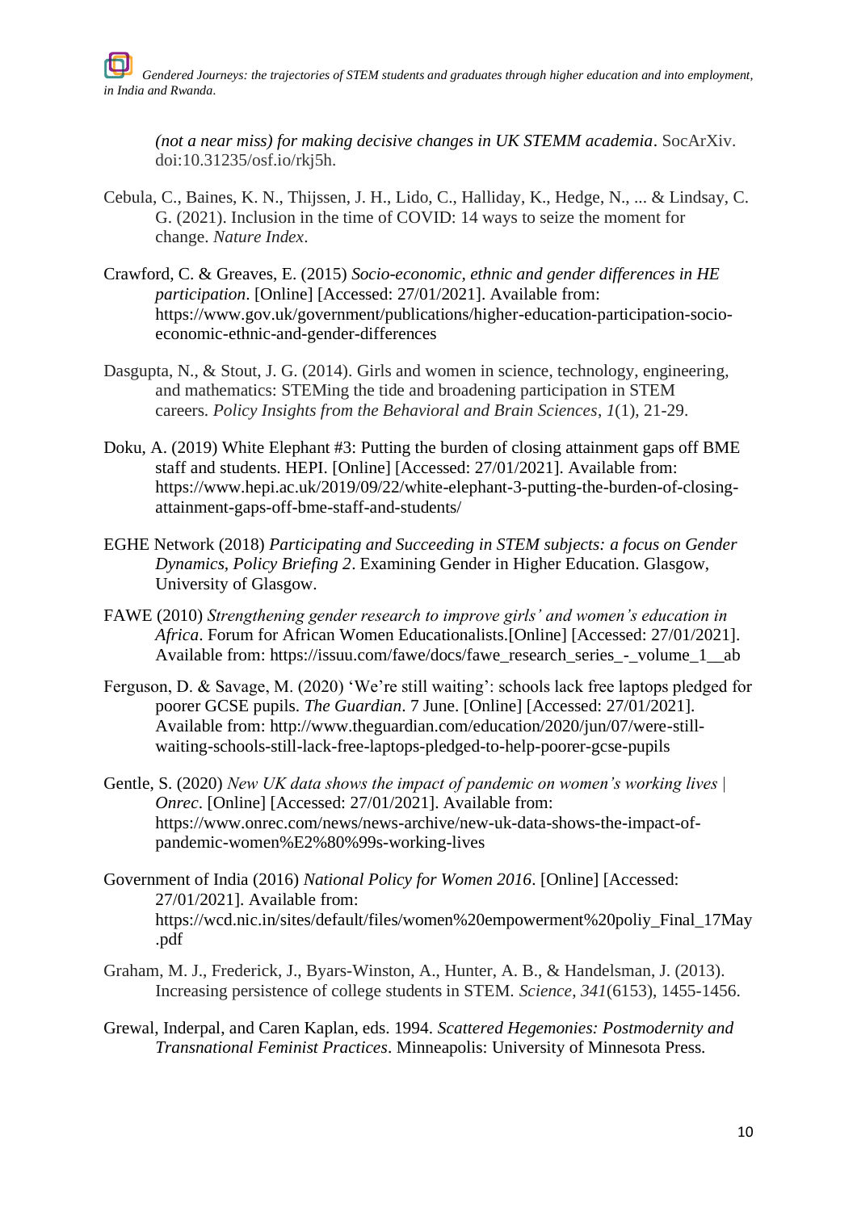*(not a near miss) for making decisive changes in UK STEMM academia*. SocArXiv. doi:10.31235/osf.io/rkj5h.

Cebula, C., Baines, K. N., Thijssen, J. H., Lido, C., Halliday, K., Hedge, N., ... & Lindsay, C. G. (2021). Inclusion in the time of COVID: 14 ways to seize the moment for change. *Nature Index*.

Crawford, C. & Greaves, E. (2015) *Socio-economic, ethnic and gender differences in HE participation*. [Online] [Accessed: 27/01/2021]. Available from: https://www.gov.uk/government/publications/higher-education-participation-socio-economic-ethnic-and-gender-differences

Dasgupta, N., & Stout, J. G. (2014). Girls and women in science, technology, engineering, and mathematics: STEMing the tide and broadening participation in STEM careers. *Policy Insights from the Behavioral and Brain Sciences*, *1*(1), 21-29.

Doku, A. (2019) White Elephant #3: Putting the burden of closing attainment gaps off BME staff and students. HEPI. [Online] [Accessed: 27/01/2021]. Available from: https://www.hepi.ac.uk/2019/09/22/white-elephant-3-putting-the-burden-of-closing-attainment-gaps-off-bme-staff-and-students/

EGHE Network (2018) *Participating and Succeeding in STEM subjects: a focus on Gender Dynamics, Policy Briefing 2*. Examining Gender in Higher Education. Glasgow, University of Glasgow.

FAWE (2010) *Strengthening gender research to improve girls' and women's education in Africa*. Forum for African Women Educationalists.[Online] [Accessed: 27/01/2021]. Available from: https://issuu.com/fawe/docs/fawe_research_series_-_volume_1__ab

Ferguson, D. & Savage, M. (2020) 'We're still waiting': schools lack free laptops pledged for poorer GCSE pupils. *The Guardian*. 7 June. [Online] [Accessed: 27/01/2021]. Available from: http://www.theguardian.com/education/2020/jun/07/were-still-waiting-schools-still-lack-free-laptops-pledged-to-help-poorer-gcse-pupils

Gentle, S. (2020) *New UK data shows the impact of pandemic on women's working lives | Onrec*. [Online] [Accessed: 27/01/2021]. Available from: https://www.onrec.com/news/news-archive/new-uk-data-shows-the-impact-of-pandemic-women%E2%80%99s-working-lives

Government of India (2016) *National Policy for Women 2016*. [Online] [Accessed: 27/01/2021]. Available from: https://wcd.nic.in/sites/default/files/women%20empowerment%20poliy_Final_17May.pdf

Graham, M. J., Frederick, J., Byars-Winston, A., Hunter, A. B., & Handelsman, J. (2013). Increasing persistence of college students in STEM. *Science*, *341*(6153), 1455-1456.

Grewal, Inderpal, and Caren Kaplan, eds. 1994. *Scattered Hegemonies: Postmodernity and Transnational Feminist Practices*. Minneapolis: University of Minnesota Press.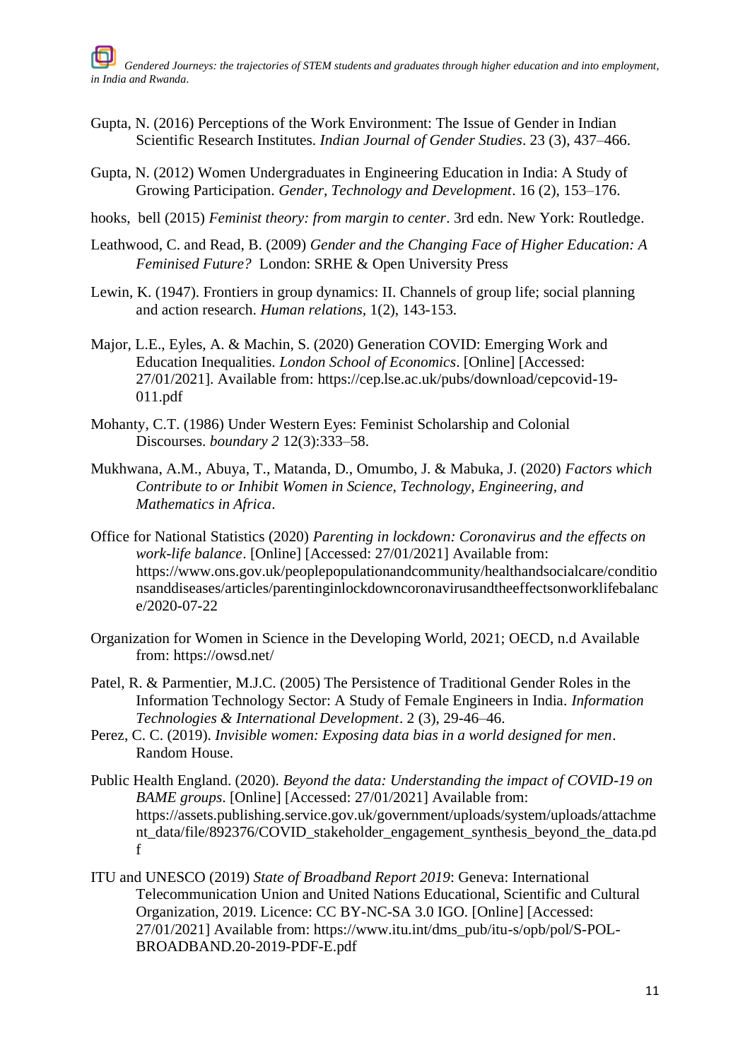Gupta, N. (2016) Perceptions of the Work Environment: The Issue of Gender in Indian Scientific Research Institutes. *Indian Journal of Gender Studies*. 23 (3), 437–466.

Gupta, N. (2012) Women Undergraduates in Engineering Education in India: A Study of Growing Participation. *Gender, Technology and Development*. 16 (2), 153–176.

hooks, bell (2015) *Feminist theory: from margin to center*. 3rd edn. New York: Routledge.

Leathwood, C. and Read, B. (2009) *Gender and the Changing Face of Higher Education: A Feminised Future?* London: SRHE & Open University Press

Lewin, K. (1947). Frontiers in group dynamics: II. Channels of group life; social planning and action research. *Human relations*, 1(2), 143-153.

Major, L.E., Eyles, A. & Machin, S. (2020) Generation COVID: Emerging Work and Education Inequalities. *London School of Economics*. [Online] [Accessed: 27/01/2021]. Available from: https://cep.lse.ac.uk/pubs/download/cepcovid-19-011.pdf

Mohanty, C.T. (1986) Under Western Eyes: Feminist Scholarship and Colonial Discourses. *boundary 2* 12(3):333–58.

Mukhwana, A.M., Abuya, T., Matanda, D., Omumbo, J. & Mabuka, J. (2020) *Factors which Contribute to or Inhibit Women in Science, Technology, Engineering, and Mathematics in Africa*.

Office for National Statistics (2020) *Parenting in lockdown: Coronavirus and the effects on work-life balance*. [Online] [Accessed: 27/01/2021] Available from: https://www.ons.gov.uk/peoplepopulationandcommunity/healthandsocialcare/conditionsanddiseases/articles/parentinginlockdowncoronavirusandtheeffectsonworklifebalance/2020-07-22

Organization for Women in Science in the Developing World, 2021; OECD, n.d Available from: https://owsd.net/

Patel, R. & Parmentier, M.J.C. (2005) The Persistence of Traditional Gender Roles in the Information Technology Sector: A Study of Female Engineers in India. *Information Technologies & International Development*. 2 (3), 29-46–46.

Perez, C. C. (2019). *Invisible women: Exposing data bias in a world designed for men*. Random House.

Public Health England. (2020). *Beyond the data: Understanding the impact of COVID-19 on BAME groups*. [Online] [Accessed: 27/01/2021] Available from: https://assets.publishing.service.gov.uk/government/uploads/system/uploads/attachment_data/file/892376/COVID_stakeholder_engagement_synthesis_beyond_the_data.pdf

ITU and UNESCO (2019) *State of Broadband Report 2019*: Geneva: International Telecommunication Union and United Nations Educational, Scientific and Cultural Organization, 2019. Licence: CC BY-NC-SA 3.0 IGO. [Online] [Accessed: 27/01/2021] Available from: https://www.itu.int/dms_pub/itu-s/opb/pol/S-POL-BROADBAND.20-2019-PDF-E.pdf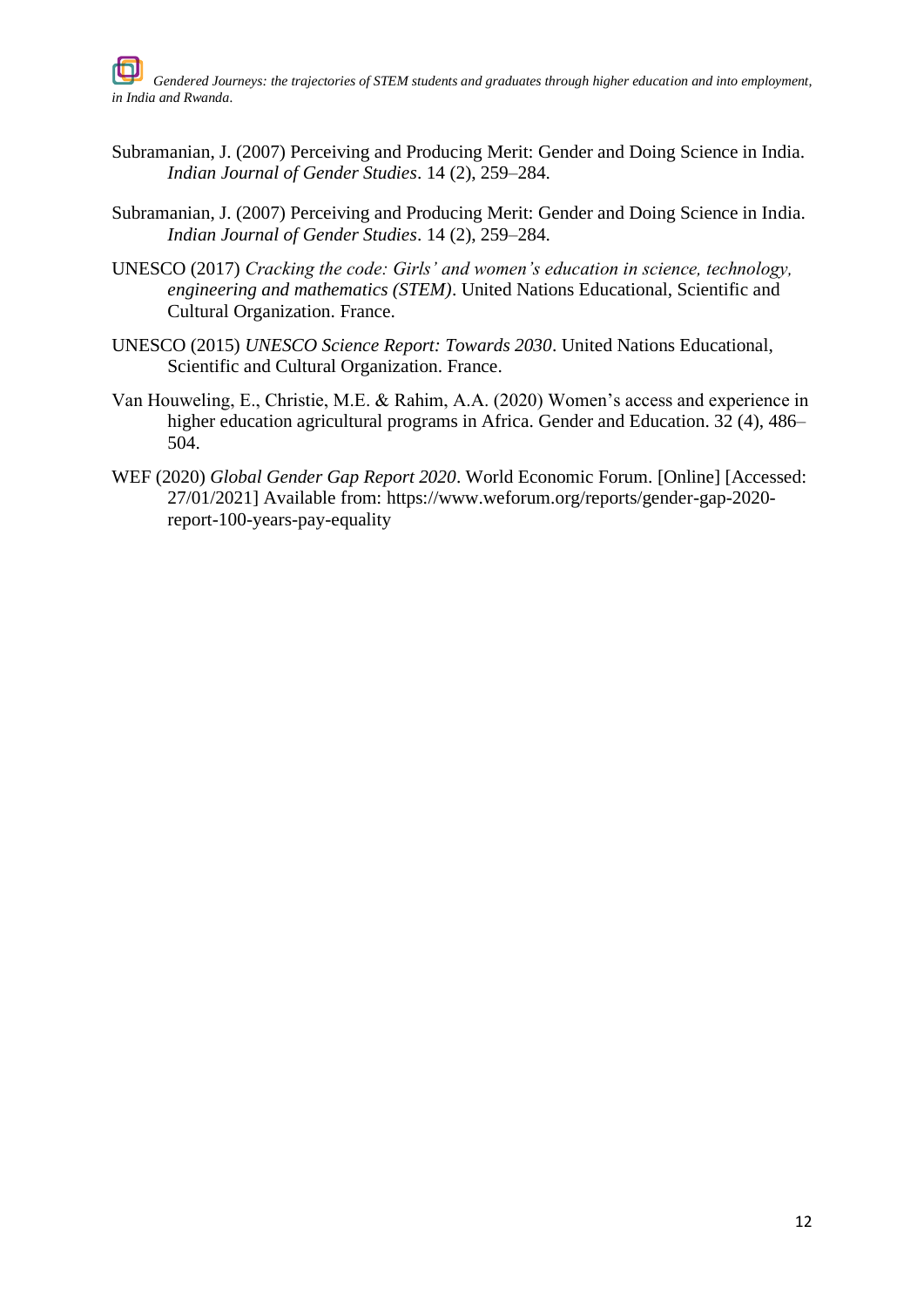Subramanian, J. (2007) Perceiving and Producing Merit: Gender and Doing Science in India. *Indian Journal of Gender Studies*. 14 (2), 259–284.

Subramanian, J. (2007) Perceiving and Producing Merit: Gender and Doing Science in India. *Indian Journal of Gender Studies*. 14 (2), 259–284.

UNESCO (2017) *Cracking the code: Girls' and women's education in science, technology, engineering and mathematics (STEM)*. United Nations Educational, Scientific and Cultural Organization. France.

UNESCO (2015) *UNESCO Science Report: Towards 2030*. United Nations Educational, Scientific and Cultural Organization. France.

Van Houweling, E., Christie, M.E. & Rahim, A.A. (2020) Women's access and experience in higher education agricultural programs in Africa. Gender and Education. 32 (4), 486–504.

WEF (2020) *Global Gender Gap Report 2020*. World Economic Forum. [Online] [Accessed: 27/01/2021] Available from: https://www.weforum.org/reports/gender-gap-2020-report-100-years-pay-equality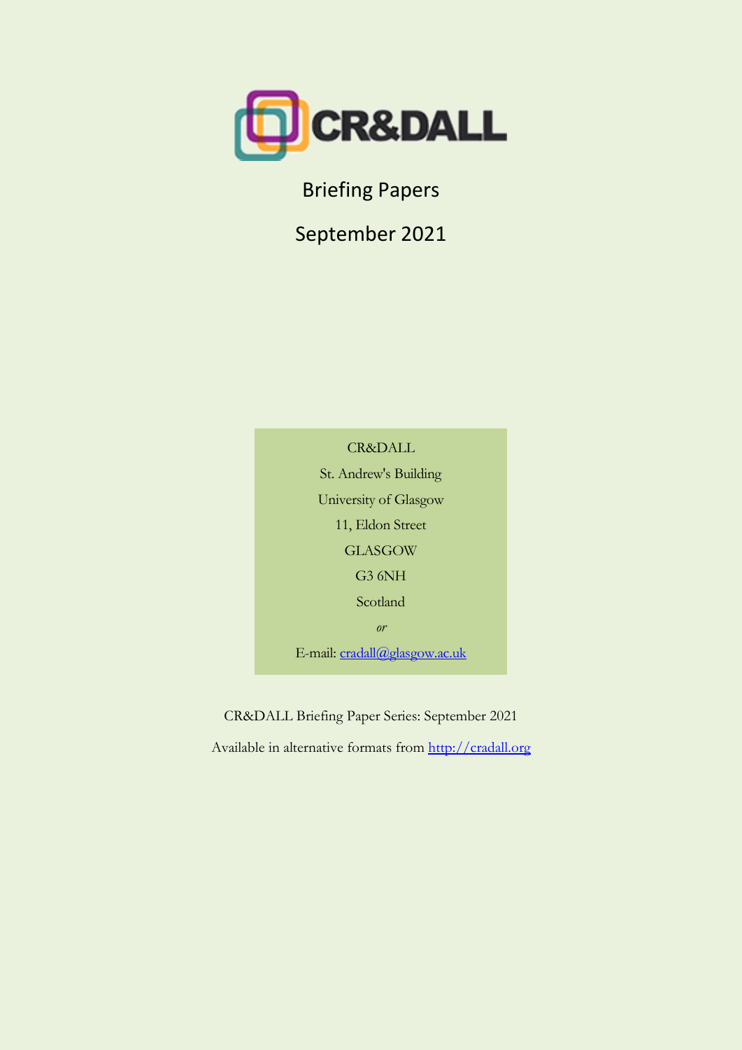CR&DALL

Briefing Papers

September 2021

CR&DALL

St. Andrew's Building

University of Glasgow

11, Eldon Street

GLASGOW

G3 6NH

Scotland

*or*

E-mail: cradall@glasgow.ac.uk

CR&DALL Briefing Paper Series: September 2021

Available in alternative formats from http://cradall.org